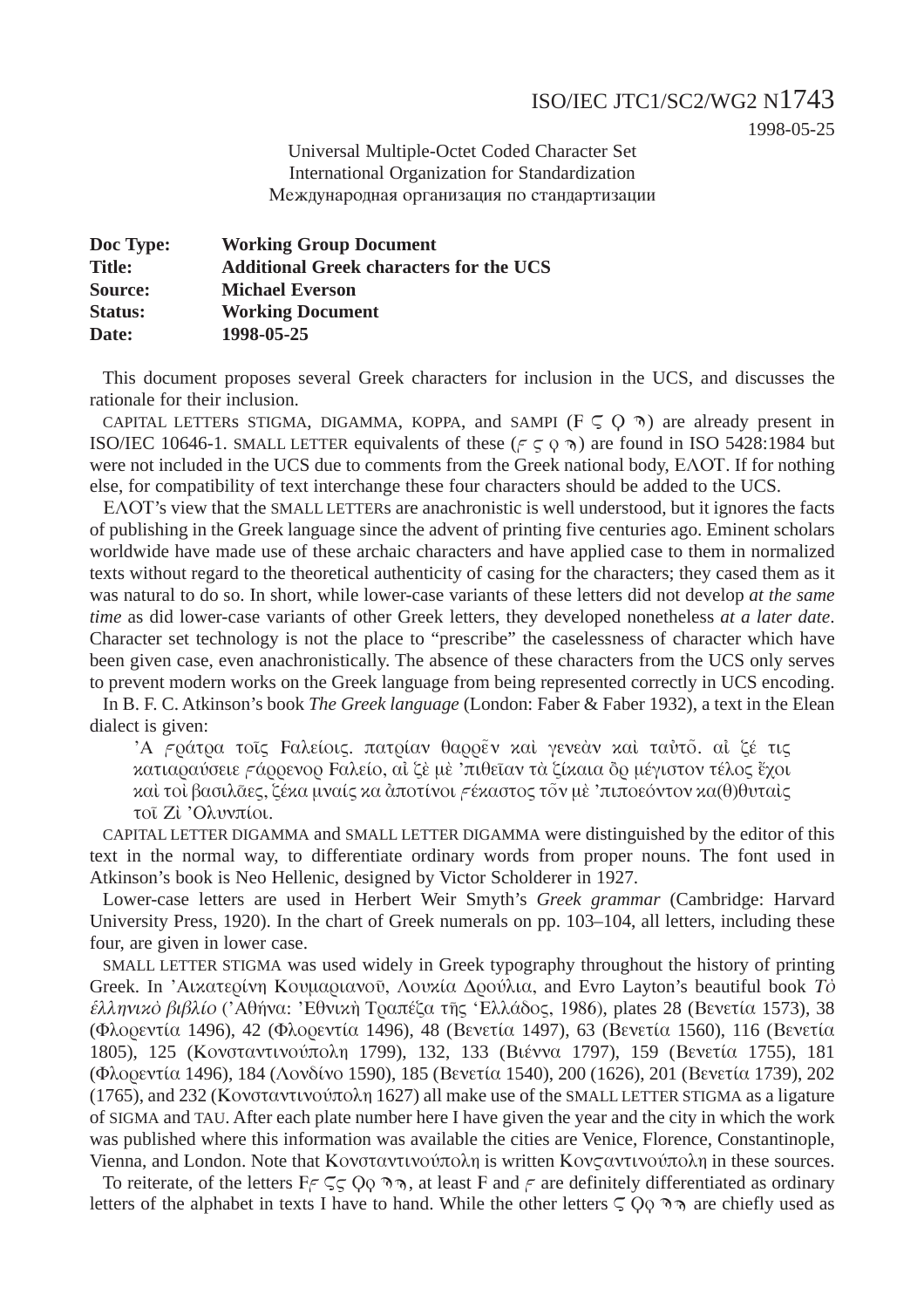ISO/IEC JTC1/SC2/WG2 N1743
1998-05-25

Universal Multiple-Octet Coded Character Set
International Organization for Standardization
Международная организация по стандартизации

| | |
|---|---|
| **Doc Type:** | **Working Group Document** |
| **Title:** | **Additional Greek characters for the UCS** |
| **Source:** | **Michael Everson** |
| **Status:** | **Working Document** |
| **Date:** | **1998-05-25** |

This document proposes several Greek characters for inclusion in the UCS, and discusses the rationale for their inclusion.

CAPITAL LETTERs STIGMA, DIGAMMA, KOPPA, and SAMPI (Ϝ Ϛ Ϙ Ϡ) are already present in ISO/IEC 10646-1. SMALL LETTER equivalents of these (ϝ ϛ ϙ ϡ) are found in ISO 5428:1984 but were not included in the UCS due to comments from the Greek national body, ΕΛΟΤ. If for nothing else, for compatibility of text interchange these four characters should be added to the UCS.

ΕΛΟΤ's view that the SMALL LETTERs are anachronistic is well understood, but it ignores the facts of publishing in the Greek language since the advent of printing five centuries ago. Eminent scholars worldwide have made use of these archaic characters and have applied case to them in normalized texts without regard to the theoretical authenticity of casing for the characters; they cased them as it was natural to do so. In short, while lower-case variants of these letters did not develop *at the same time* as did lower-case variants of other Greek letters, they developed nonetheless *at a later date*. Character set technology is not the place to "prescribe" the caselessness of character which have been given case, even anachronistically. The absence of these characters from the UCS only serves to prevent modern works on the Greek language from being represented correctly in UCS encoding.

In B. F. C. Atkinson's book *The Greek language* (London: Faber & Faber 1932), a text in the Elean dialect is given:

> Ἀ ϝράτρα τοῖς Ϝαλείοις. πατρίαν θαρρε͂ν καὶ γενεὰν καὶ ταὐτõ. αἰ ζέ τις κατιαραύσειε ϝάρρενορ Ϝαλείο, αἰ ζὲ μὲ ’πιθεῖαν τὰ ζίκαια ὂρ μέγιστον τέλος ἔχοι καὶ τοὶ βασιλᾶες, ζέκα μναίς κα ἀποτίνοι ϝέκαστος τõν μὲ ’πιποεόντον κα(θ)θυταὶς τοĩ Ζὶ ’Ολυνπίοι.

CAPITAL LETTER DIGAMMA and SMALL LETTER DIGAMMA were distinguished by the editor of this text in the normal way, to differentiate ordinary words from proper nouns. The font used in Atkinson's book is Neo Hellenic, designed by Victor Scholderer in 1927.

Lower-case letters are used in Herbert Weir Smyth's *Greek grammar* (Cambridge: Harvard University Press, 1920). In the chart of Greek numerals on pp. 103–104, all letters, including these four, are given in lower case.

SMALL LETTER STIGMA was used widely in Greek typography throughout the history of printing Greek. In Ἀικατερίνη Κουμαριανοῦ, Λουκία Δρούλια, and Evro Layton's beautiful book *Τὸ ἑλληνικὸ βιβλίο* (Ἀθήνα: Ἐθνικὴ Τραπέζα τῆς Ἑλλάδος, 1986), plates 28 (Βενετία 1573), 38 (Φλορεντία 1496), 42 (Φλορεντία 1496), 48 (Βενετία 1497), 63 (Βενετία 1560), 116 (Βενετία 1805), 125 (Κονσταντινούπολη 1799), 132, 133 (Βιέννα 1797), 159 (Βενετία 1755), 181 (Φλορεντία 1496), 184 (Λονδίνο 1590), 185 (Βενετία 1540), 200 (1626), 201 (Βενετία 1739), 202 (1765), and 232 (Κονσταντινούπολη 1627) all make use of the SMALL LETTER STIGMA as a ligature of SIGMA and TAU. After each plate number here I have given the year and the city in which the work was published where this information was available the cities are Venice, Florence, Constantinople, Vienna, and London. Note that Κονσταντινούπολη is written Κονϛαντινούπολη in these sources.

To reiterate, of the letters Ϝϝ Ϛϛ Ϙϙ Ϡϡ, at least Ϝ and ϝ are definitely differentiated as ordinary letters of the alphabet in texts I have to hand. While the other letters Ϛ Ϙϙ Ϡϡ are chiefly used as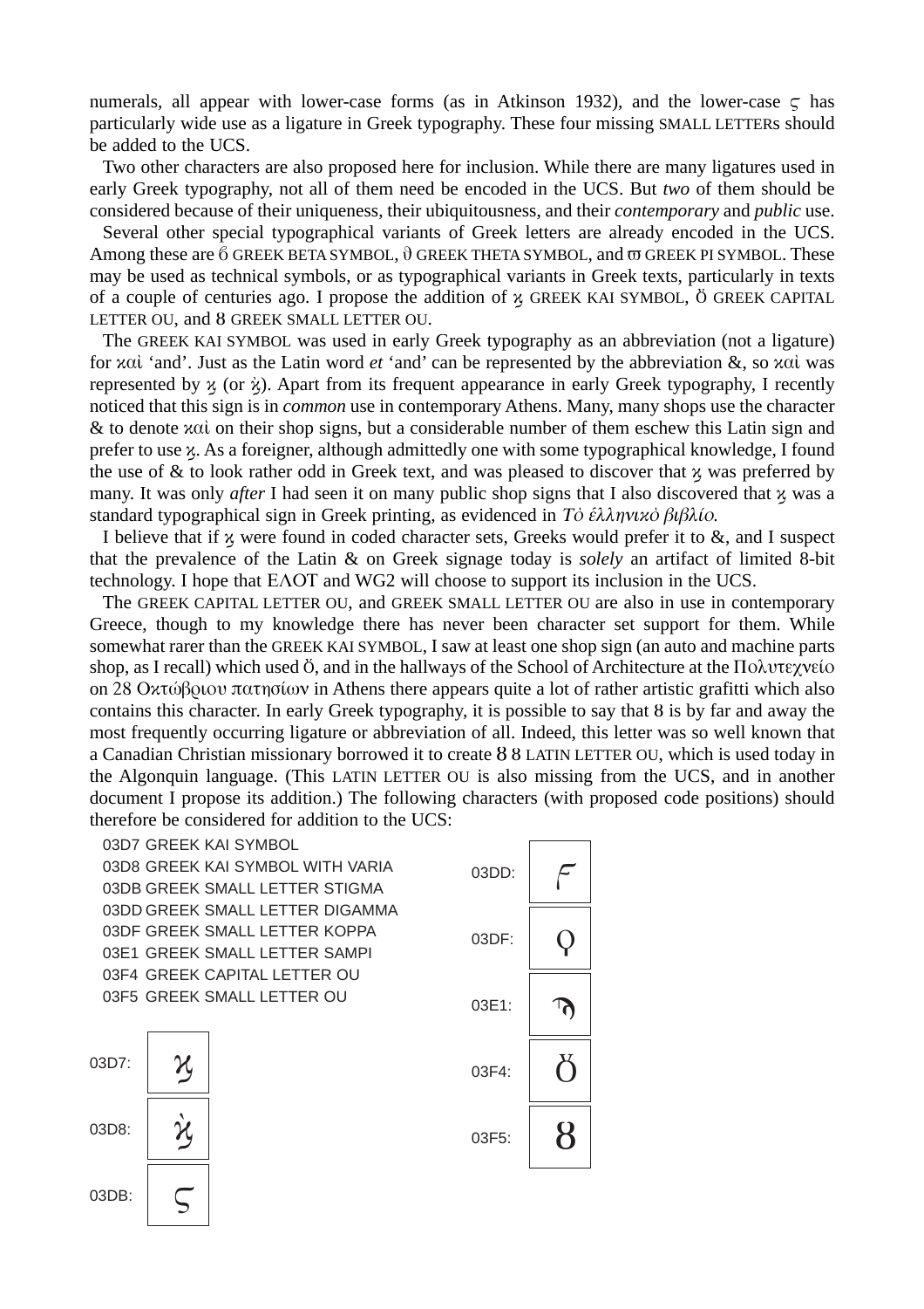numerals, all appear with lower-case forms (as in Atkinson 1932), and the lower-case ϛ has particularly wide use as a ligature in Greek typography. These four missing SMALL LETTERs should be added to the UCS.

Two other characters are also proposed here for inclusion. While there are many ligatures used in early Greek typography, not all of them need be encoded in the UCS. But *two* of them should be considered because of their uniqueness, their ubiquitousness, and their *contemporary* and *public* use.

Several other special typographical variants of Greek letters are already encoded in the UCS. Among these are ϐ GREEK BETA SYMBOL, ϑ GREEK THETA SYMBOL, and ϖ GREEK PI SYMBOL. These may be used as technical symbols, or as typographical variants in Greek texts, particularly in texts of a couple of centuries ago. I propose the addition of ϗ GREEK KAI SYMBOL, Ȣ GREEK CAPITAL LETTER OU, and ȣ GREEK SMALL LETTER OU.

The GREEK KAI SYMBOL was used in early Greek typography as an abbreviation (not a ligature) for καὶ 'and'. Just as the Latin word *et* 'and' can be represented by the abbreviation &, so καὶ was represented by ϗ (or ϗ̀). Apart from its frequent appearance in early Greek typography, I recently noticed that this sign is in *common* use in contemporary Athens. Many, many shops use the character & to denote καὶ on their shop signs, but a considerable number of them eschew this Latin sign and prefer to use ϗ. As a foreigner, although admittedly one with some typographical knowledge, I found the use of & to look rather odd in Greek text, and was pleased to discover that ϗ was preferred by many. It was only *after* I had seen it on many public shop signs that I also discovered that ϗ was a standard typographical sign in Greek printing, as evidenced in *Τὸ ἑλληνικὸ βιβλίο.*

I believe that if ϗ were found in coded character sets, Greeks would prefer it to &, and I suspect that the prevalence of the Latin & on Greek signage today is *solely* an artifact of limited 8-bit technology. I hope that ΕΛΟΤ and WG2 will choose to support its inclusion in the UCS.

The GREEK CAPITAL LETTER OU, and GREEK SMALL LETTER OU are also in use in contemporary Greece, though to my knowledge there has never been character set support for them. While somewhat rarer than the GREEK KAI SYMBOL, I saw at least one shop sign (an auto and machine parts shop, as I recall) which used ȣ, and in the hallways of the School of Architecture at the Πολυτεχνείο on 28 Οκτώβριου πατησίων in Athens there appears quite a lot of rather artistic grafitti which also contains this character. In early Greek typography, it is possible to say that ȣ is by far and away the most frequently occurring ligature or abbreviation of all. Indeed, this letter was so well known that a Canadian Christian missionary borrowed it to create Ȣ ȣ LATIN LETTER OU, which is used today in the Algonquin language. (This LATIN LETTER OU is also missing from the UCS, and in another document I propose its addition.) The following characters (with proposed code positions) should therefore be considered for addition to the UCS:

- 03D7 GREEK KAI SYMBOL
- 03D8 GREEK KAI SYMBOL WITH VARIA
- 03DB GREEK SMALL LETTER STIGMA
- 03DD GREEK SMALL LETTER DIGAMMA
- 03DF GREEK SMALL LETTER KOPPA
- 03E1 GREEK SMALL LETTER SAMPI
- 03F4 GREEK CAPITAL LETTER OU
- 03F5 GREEK SMALL LETTER OU

| Code | Glyph |
|---|---|
| 03D7: | ϗ |
| 03D8: | ϗ̀ |
| 03DB: | ϛ |
| 03DD: | ϝ |
| 03DF: | ϙ |
| 03E1: | ϡ |
| 03F4: | Ȣ |
| 03F5: | ȣ |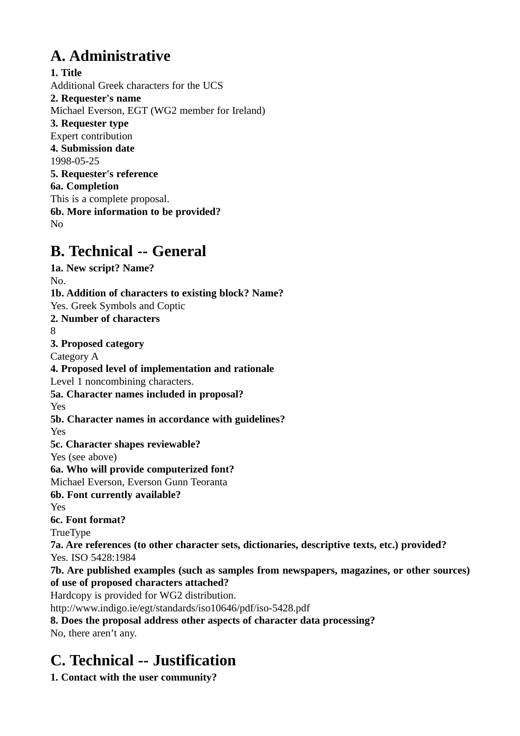## A. Administrative

**1. Title**
Additional Greek characters for the UCS
**2. Requester's name**
Michael Everson, EGT (WG2 member for Ireland)
**3. Requester type**
Expert contribution
**4. Submission date**
1998-05-25
**5. Requester's reference**
**6a. Completion**
This is a complete proposal.
**6b. More information to be provided?**
No

## B. Technical -- General

**1a. New script? Name?**
No.
**1b. Addition of characters to existing block? Name?**
Yes. Greek Symbols and Coptic
**2. Number of characters**
8
**3. Proposed category**
Category A
**4. Proposed level of implementation and rationale**
Level 1 noncombining characters.
**5a. Character names included in proposal?**
Yes
**5b. Character names in accordance with guidelines?**
Yes
**5c. Character shapes reviewable?**
Yes (see above)
**6a. Who will provide computerized font?**
Michael Everson, Everson Gunn Teoranta
**6b. Font currently available?**
Yes
**6c. Font format?**
TrueType
**7a. Are references (to other character sets, dictionaries, descriptive texts, etc.) provided?**
Yes. ISO 5428:1984
**7b. Are published examples (such as samples from newspapers, magazines, or other sources) of use of proposed characters attached?**
Hardcopy is provided for WG2 distribution.
http://www.indigo.ie/egt/standards/iso10646/pdf/iso-5428.pdf
**8. Does the proposal address other aspects of character data processing?**
No, there aren't any.

## C. Technical -- Justification

**1. Contact with the user community?**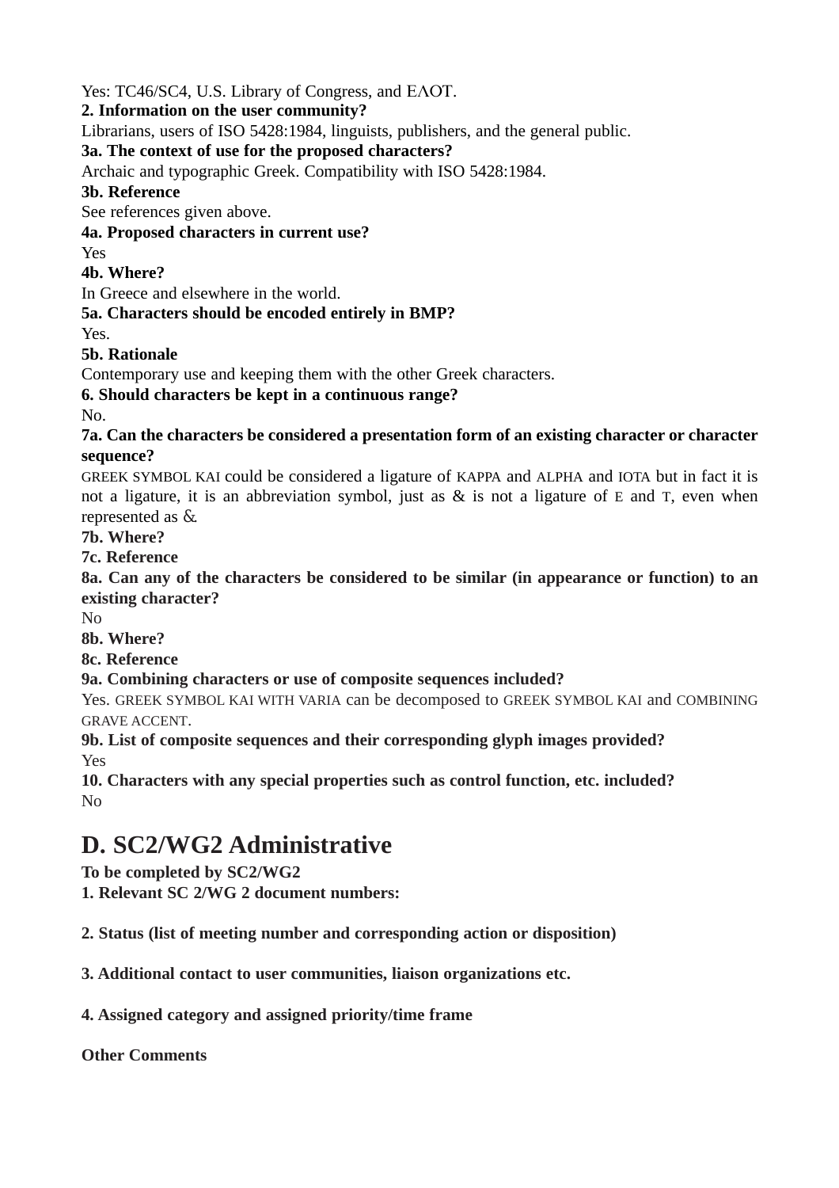Yes: TC46/SC4, U.S. Library of Congress, and ΕΛΟΤ.

**2. Information on the user community?**

Librarians, users of ISO 5428:1984, linguists, publishers, and the general public.

**3a. The context of use for the proposed characters?**

Archaic and typographic Greek. Compatibility with ISO 5428:1984.

**3b. Reference**

See references given above.

**4a. Proposed characters in current use?**

Yes

**4b. Where?**

In Greece and elsewhere in the world.

**5a. Characters should be encoded entirely in BMP?**

Yes.

**5b. Rationale**

Contemporary use and keeping them with the other Greek characters.

**6. Should characters be kept in a continuous range?**

No.

**7a. Can the characters be considered a presentation form of an existing character or character sequence?**

GREEK SYMBOL KAI could be considered a ligature of KAPPA and ALPHA and IOTA but in fact it is not a ligature, it is an abbreviation symbol, just as & is not a ligature of E and T, even when represented as &

**7b. Where?**

**7c. Reference**

**8a. Can any of the characters be considered to be similar (in appearance or function) to an existing character?**

No

**8b. Where?**

**8c. Reference**

**9a. Combining characters or use of composite sequences included?**

Yes. GREEK SYMBOL KAI WITH VARIA can be decomposed to GREEK SYMBOL KAI and COMBINING GRAVE ACCENT.

**9b. List of composite sequences and their corresponding glyph images provided?**

Yes

**10. Characters with any special properties such as control function, etc. included?**

No

## D. SC2/WG2 Administrative

**To be completed by SC2/WG2**

**1. Relevant SC 2/WG 2 document numbers:**

**2. Status (list of meeting number and corresponding action or disposition)**

**3. Additional contact to user communities, liaison organizations etc.**

**4. Assigned category and assigned priority/time frame**

**Other Comments**